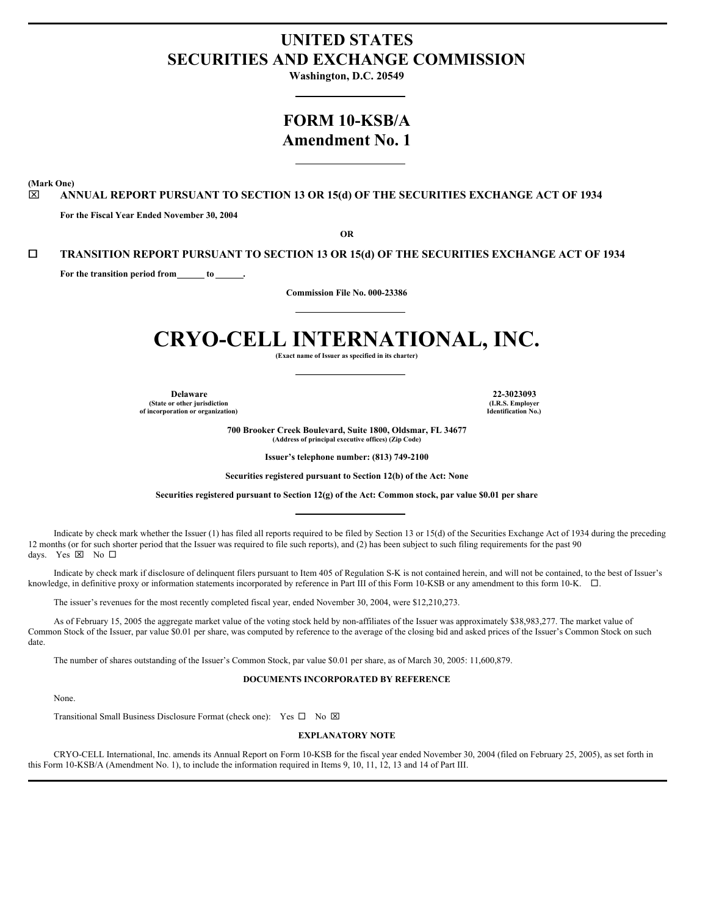# UNITED STATES
# SECURITIES AND EXCHANGE COMMISSION

**Washington, D.C. 20549**

## FORM 10-KSB/A
## Amendment No. 1

**(Mark One)**

☒ **ANNUAL REPORT PURSUANT TO SECTION 13 OR 15(d) OF THE SECURITIES EXCHANGE ACT OF 1934**

**For the Fiscal Year Ended November 30, 2004**

**OR**

☐ **TRANSITION REPORT PURSUANT TO SECTION 13 OR 15(d) OF THE SECURITIES EXCHANGE ACT OF 1934**

**For the transition period from ______ to ______.**

**Commission File No. 000-23386**

# CRYO-CELL INTERNATIONAL, INC.

**(Exact name of Issuer as specified in its charter)**

| **Delaware** | **22-3023093** |
|---|---|
| **(State or other jurisdiction of incorporation or organization)** | **(I.R.S. Employer Identification No.)** |

**700 Brooker Creek Boulevard, Suite 1800, Oldsmar, FL 34677**
**(Address of principal executive offices) (Zip Code)**

**Issuer's telephone number: (813) 749-2100**

**Securities registered pursuant to Section 12(b) of the Act: None**

**Securities registered pursuant to Section 12(g) of the Act: Common stock, par value $0.01 per share**

Indicate by check mark whether the Issuer (1) has filed all reports required to be filed by Section 13 or 15(d) of the Securities Exchange Act of 1934 during the preceding 12 months (or for such shorter period that the Issuer was required to file such reports), and (2) has been subject to such filing requirements for the past 90 days. Yes ☒ No ☐

Indicate by check mark if disclosure of delinquent filers pursuant to Item 405 of Regulation S-K is not contained herein, and will not be contained, to the best of Issuer's knowledge, in definitive proxy or information statements incorporated by reference in Part III of this Form 10-KSB or any amendment to this form 10-K. ☐.

The issuer's revenues for the most recently completed fiscal year, ended November 30, 2004, were $12,210,273.

As of February 15, 2005 the aggregate market value of the voting stock held by non-affiliates of the Issuer was approximately $38,983,277. The market value of Common Stock of the Issuer, par value $0.01 per share, was computed by reference to the average of the closing bid and asked prices of the Issuer's Common Stock on such date.

The number of shares outstanding of the Issuer's Common Stock, par value $0.01 per share, as of March 30, 2005: 11,600,879.

**DOCUMENTS INCORPORATED BY REFERENCE**

None.

Transitional Small Business Disclosure Format (check one): Yes ☐ No ☒

**EXPLANATORY NOTE**

CRYO-CELL International, Inc. amends its Annual Report on Form 10-KSB for the fiscal year ended November 30, 2004 (filed on February 25, 2005), as set forth in this Form 10-KSB/A (Amendment No. 1), to include the information required in Items 9, 10, 11, 12, 13 and 14 of Part III.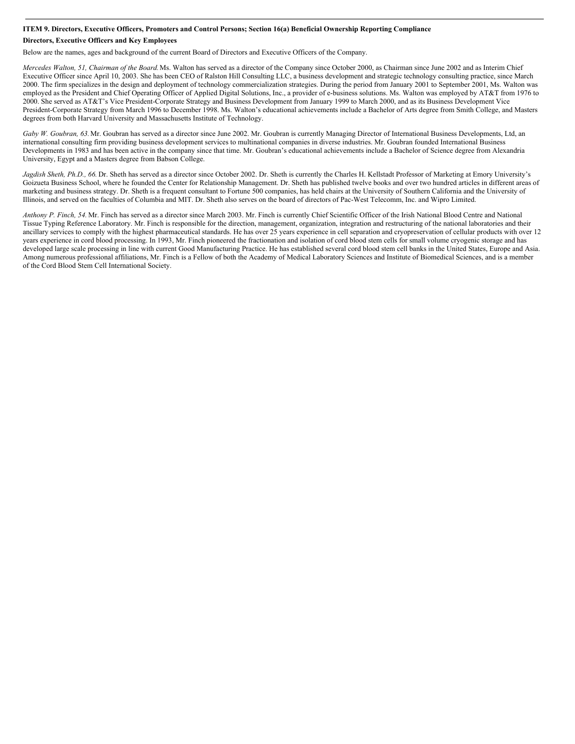**ITEM 9. Directors, Executive Officers, Promoters and Control Persons; Section 16(a) Beneficial Ownership Reporting Compliance**

**Directors, Executive Officers and Key Employees**

Below are the names, ages and background of the current Board of Directors and Executive Officers of the Company.

*Mercedes Walton, 51, Chairman of the Board.* Ms. Walton has served as a director of the Company since October 2000, as Chairman since June 2002 and as Interim Chief Executive Officer since April 10, 2003. She has been CEO of Ralston Hill Consulting LLC, a business development and strategic technology consulting practice, since March 2000. The firm specializes in the design and deployment of technology commercialization strategies. During the period from January 2001 to September 2001, Ms. Walton was employed as the President and Chief Operating Officer of Applied Digital Solutions, Inc., a provider of e-business solutions. Ms. Walton was employed by AT&T from 1976 to 2000. She served as AT&T's Vice President-Corporate Strategy and Business Development from January 1999 to March 2000, and as its Business Development Vice President-Corporate Strategy from March 1996 to December 1998. Ms. Walton's educational achievements include a Bachelor of Arts degree from Smith College, and Masters degrees from both Harvard University and Massachusetts Institute of Technology.

*Gaby W. Goubran, 63.* Mr. Goubran has served as a director since June 2002. Mr. Goubran is currently Managing Director of International Business Developments, Ltd, an international consulting firm providing business development services to multinational companies in diverse industries. Mr. Goubran founded International Business Developments in 1983 and has been active in the company since that time. Mr. Goubran's educational achievements include a Bachelor of Science degree from Alexandria University, Egypt and a Masters degree from Babson College.

*Jagdish Sheth, Ph.D., 66.* Dr. Sheth has served as a director since October 2002. Dr. Sheth is currently the Charles H. Kellstadt Professor of Marketing at Emory University's Goizueta Business School, where he founded the Center for Relationship Management. Dr. Sheth has published twelve books and over two hundred articles in different areas of marketing and business strategy. Dr. Sheth is a frequent consultant to Fortune 500 companies, has held chairs at the University of Southern California and the University of Illinois, and served on the faculties of Columbia and MIT. Dr. Sheth also serves on the board of directors of Pac-West Telecomm, Inc. and Wipro Limited.

*Anthony P. Finch, 54.* Mr. Finch has served as a director since March 2003. Mr. Finch is currently Chief Scientific Officer of the Irish National Blood Centre and National Tissue Typing Reference Laboratory. Mr. Finch is responsible for the direction, management, organization, integration and restructuring of the national laboratories and their ancillary services to comply with the highest pharmaceutical standards. He has over 25 years experience in cell separation and cryopreservation of cellular products with over 12 years experience in cord blood processing. In 1993, Mr. Finch pioneered the fractionation and isolation of cord blood stem cells for small volume cryogenic storage and has developed large scale processing in line with current Good Manufacturing Practice. He has established several cord blood stem cell banks in the United States, Europe and Asia. Among numerous professional affiliations, Mr. Finch is a Fellow of both the Academy of Medical Laboratory Sciences and Institute of Biomedical Sciences, and is a member of the Cord Blood Stem Cell International Society.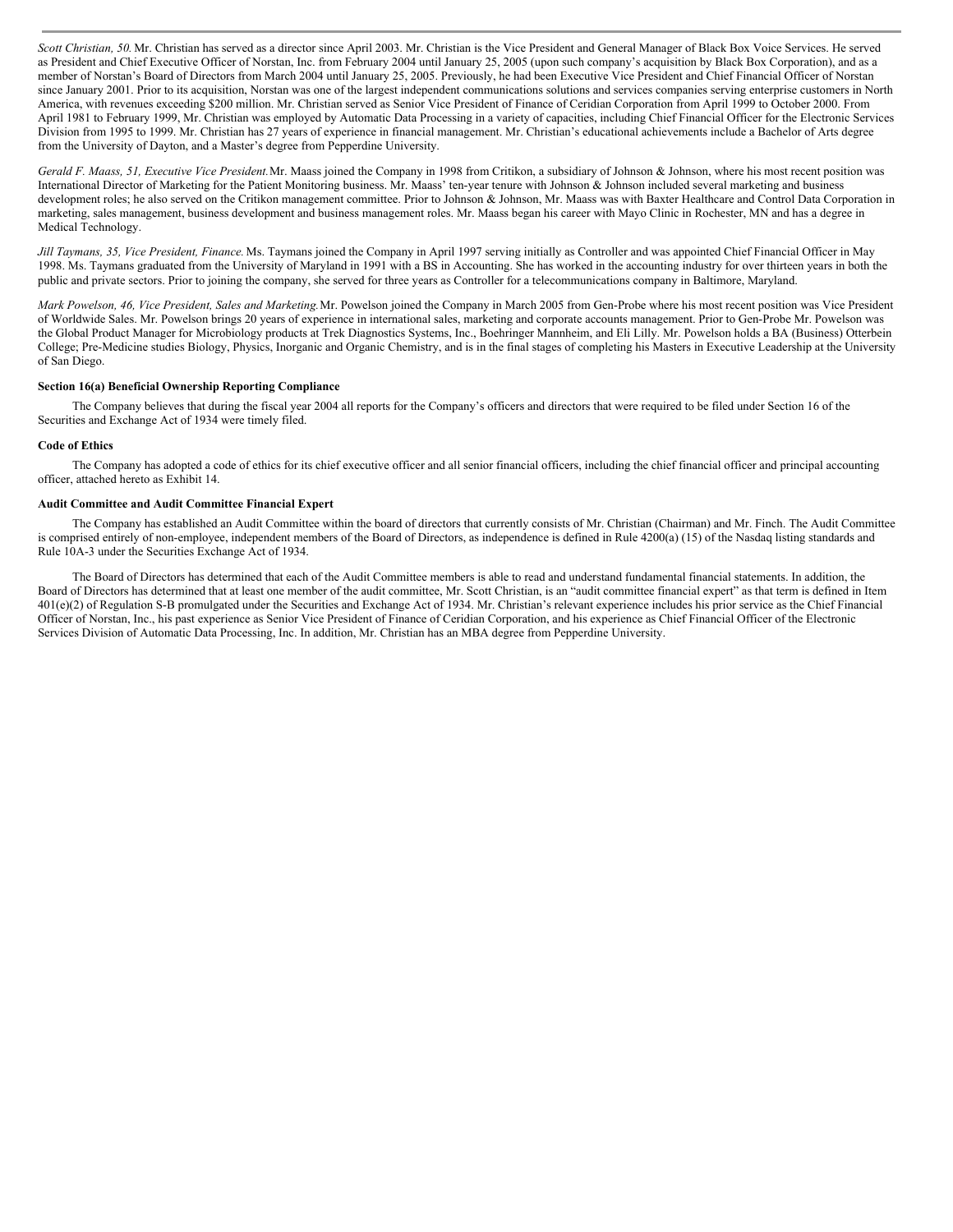*Scott Christian, 50.* Mr. Christian has served as a director since April 2003. Mr. Christian is the Vice President and General Manager of Black Box Voice Services. He served as President and Chief Executive Officer of Norstan, Inc. from February 2004 until January 25, 2005 (upon such company's acquisition by Black Box Corporation), and as a member of Norstan's Board of Directors from March 2004 until January 25, 2005. Previously, he had been Executive Vice President and Chief Financial Officer of Norstan since January 2001. Prior to its acquisition, Norstan was one of the largest independent communications solutions and services companies serving enterprise customers in North America, with revenues exceeding $200 million. Mr. Christian served as Senior Vice President of Finance of Ceridian Corporation from April 1999 to October 2000. From April 1981 to February 1999, Mr. Christian was employed by Automatic Data Processing in a variety of capacities, including Chief Financial Officer for the Electronic Services Division from 1995 to 1999. Mr. Christian has 27 years of experience in financial management. Mr. Christian's educational achievements include a Bachelor of Arts degree from the University of Dayton, and a Master's degree from Pepperdine University.

*Gerald F. Maass, 51, Executive Vice President.* Mr. Maass joined the Company in 1998 from Critikon, a subsidiary of Johnson & Johnson, where his most recent position was International Director of Marketing for the Patient Monitoring business. Mr. Maass' ten-year tenure with Johnson & Johnson included several marketing and business development roles; he also served on the Critikon management committee. Prior to Johnson & Johnson, Mr. Maass was with Baxter Healthcare and Control Data Corporation in marketing, sales management, business development and business management roles. Mr. Maass began his career with Mayo Clinic in Rochester, MN and has a degree in Medical Technology.

*Jill Taymans, 35, Vice President, Finance.* Ms. Taymans joined the Company in April 1997 serving initially as Controller and was appointed Chief Financial Officer in May 1998. Ms. Taymans graduated from the University of Maryland in 1991 with a BS in Accounting. She has worked in the accounting industry for over thirteen years in both the public and private sectors. Prior to joining the company, she served for three years as Controller for a telecommunications company in Baltimore, Maryland.

*Mark Powelson, 46, Vice President, Sales and Marketing.* Mr. Powelson joined the Company in March 2005 from Gen-Probe where his most recent position was Vice President of Worldwide Sales. Mr. Powelson brings 20 years of experience in international sales, marketing and corporate accounts management. Prior to Gen-Probe Mr. Powelson was the Global Product Manager for Microbiology products at Trek Diagnostics Systems, Inc., Boehringer Mannheim, and Eli Lilly. Mr. Powelson holds a BA (Business) Otterbein College; Pre-Medicine studies Biology, Physics, Inorganic and Organic Chemistry, and is in the final stages of completing his Masters in Executive Leadership at the University of San Diego.

**Section 16(a) Beneficial Ownership Reporting Compliance**

The Company believes that during the fiscal year 2004 all reports for the Company's officers and directors that were required to be filed under Section 16 of the Securities and Exchange Act of 1934 were timely filed.

**Code of Ethics**

The Company has adopted a code of ethics for its chief executive officer and all senior financial officers, including the chief financial officer and principal accounting officer, attached hereto as Exhibit 14.

**Audit Committee and Audit Committee Financial Expert**

The Company has established an Audit Committee within the board of directors that currently consists of Mr. Christian (Chairman) and Mr. Finch. The Audit Committee is comprised entirely of non-employee, independent members of the Board of Directors, as independence is defined in Rule 4200(a) (15) of the Nasdaq listing standards and Rule 10A-3 under the Securities Exchange Act of 1934.

The Board of Directors has determined that each of the Audit Committee members is able to read and understand fundamental financial statements. In addition, the Board of Directors has determined that at least one member of the audit committee, Mr. Scott Christian, is an "audit committee financial expert" as that term is defined in Item 401(e)(2) of Regulation S-B promulgated under the Securities and Exchange Act of 1934. Mr. Christian's relevant experience includes his prior service as the Chief Financial Officer of Norstan, Inc., his past experience as Senior Vice President of Finance of Ceridian Corporation, and his experience as Chief Financial Officer of the Electronic Services Division of Automatic Data Processing, Inc. In addition, Mr. Christian has an MBA degree from Pepperdine University.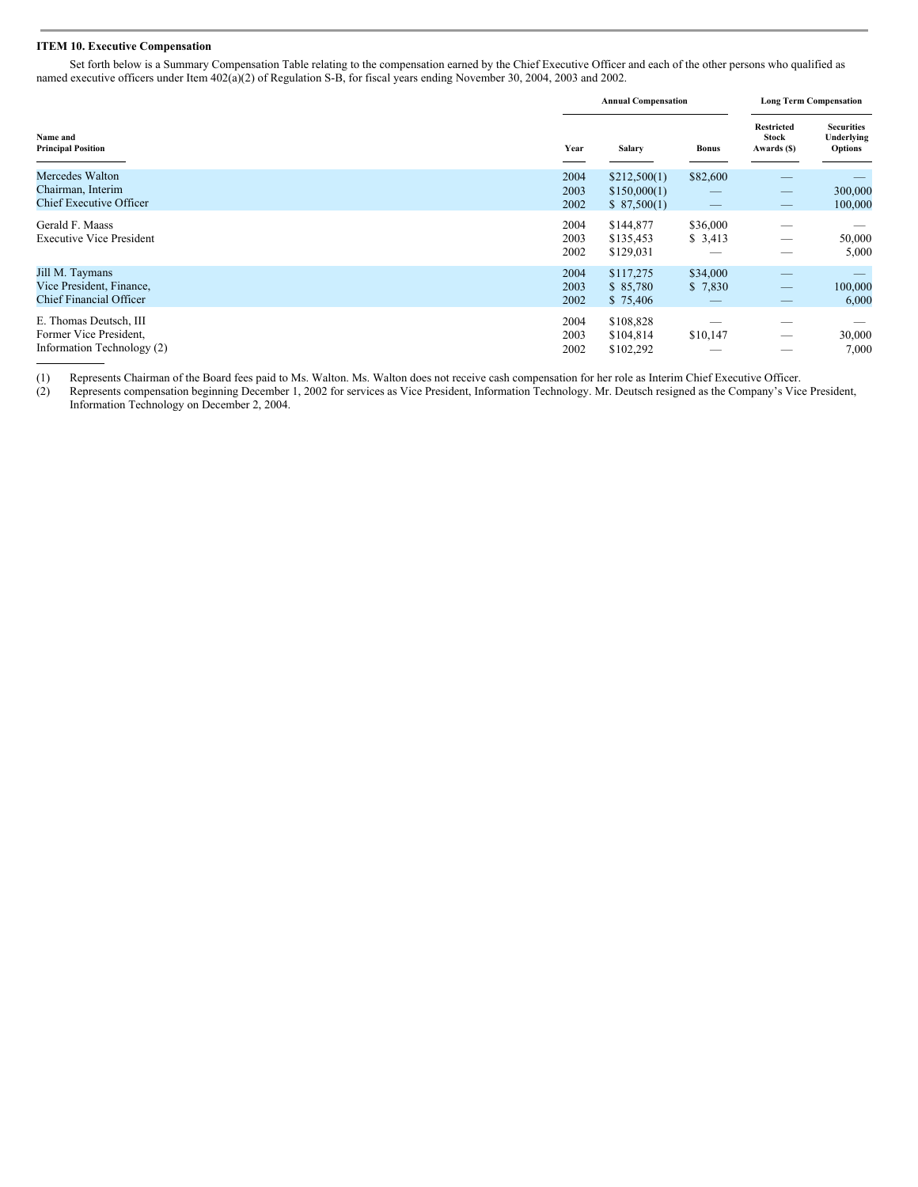**ITEM 10. Executive Compensation**

Set forth below is a Summary Compensation Table relating to the compensation earned by the Chief Executive Officer and each of the other persons who qualified as named executive officers under Item 402(a)(2) of Regulation S-B, for fiscal years ending November 30, 2004, 2003 and 2002.

| | | Annual Compensation | | Long Term Compensation | |
|---|---|---|---|---|---|
| Name and Principal Position | Year | Salary | Bonus | Restricted Stock Awards ($) | Securities Underlying Options |
| Mercedes Walton | 2004 | $212,500(1) | $82,600 | — | — |
| Chairman, Interim | 2003 | $150,000(1) | — | — | 300,000 |
| Chief Executive Officer | 2002 | $ 87,500(1) | — | — | 100,000 |
| Gerald F. Maass | 2004 | $144,877 | $36,000 | — | — |
| Executive Vice President | 2003 | $135,453 | $ 3,413 | — | 50,000 |
| | 2002 | $129,031 | — | — | 5,000 |
| Jill M. Taymans | 2004 | $117,275 | $34,000 | — | — |
| Vice President, Finance, | 2003 | $ 85,780 | $ 7,830 | — | 100,000 |
| Chief Financial Officer | 2002 | $ 75,406 | — | — | 6,000 |
| E. Thomas Deutsch, III | 2004 | $108,828 | — | — | — |
| Former Vice President, | 2003 | $104,814 | $10,147 | — | 30,000 |
| Information Technology (2) | 2002 | $102,292 | — | — | 7,000 |

(1) Represents Chairman of the Board fees paid to Ms. Walton. Ms. Walton does not receive cash compensation for her role as Interim Chief Executive Officer.

(2) Represents compensation beginning December 1, 2002 for services as Vice President, Information Technology. Mr. Deutsch resigned as the Company's Vice President, Information Technology on December 2, 2004.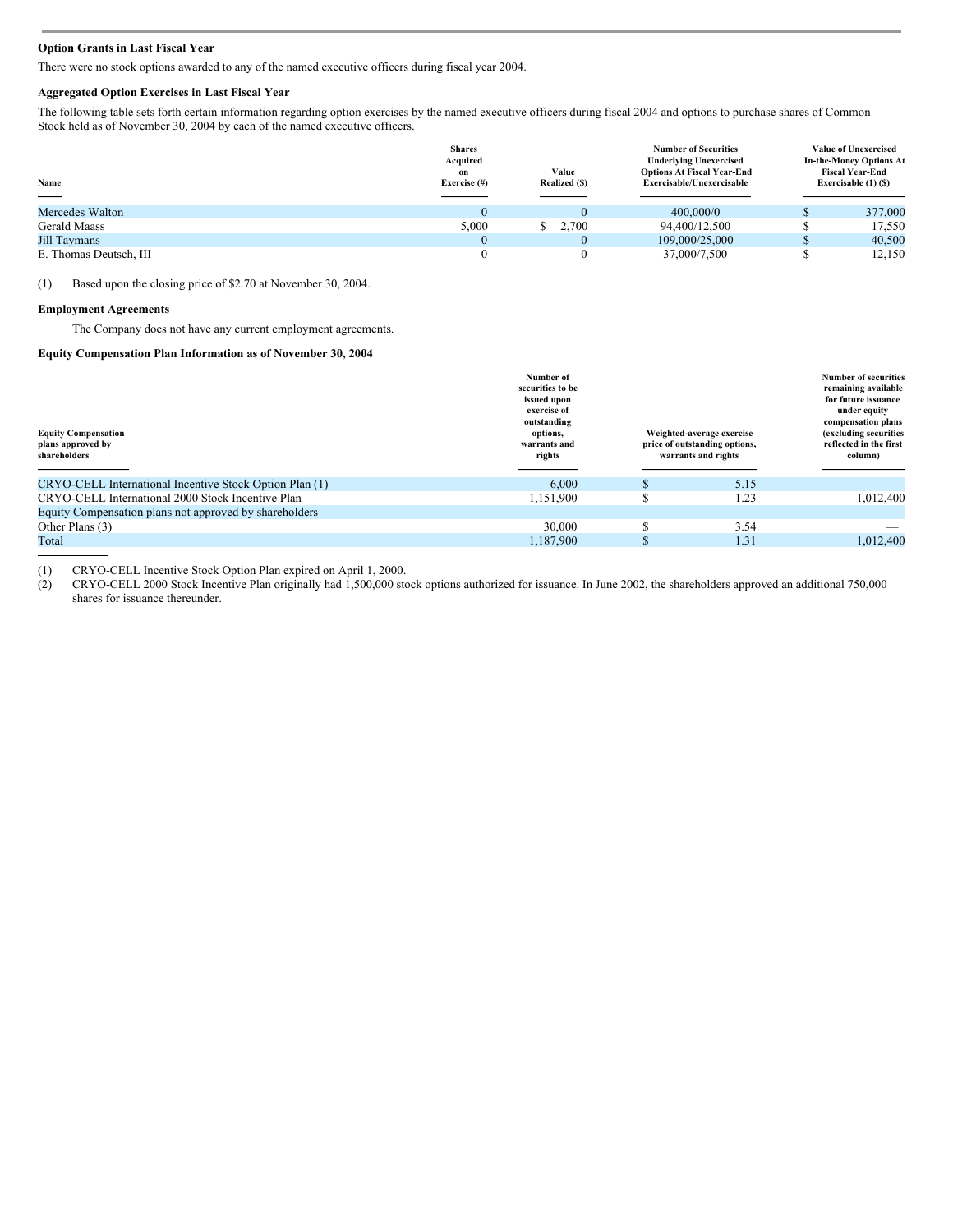### Option Grants in Last Fiscal Year

There were no stock options awarded to any of the named executive officers during fiscal year 2004.

### Aggregated Option Exercises in Last Fiscal Year

The following table sets forth certain information regarding option exercises by the named executive officers during fiscal 2004 and options to purchase shares of Common Stock held as of November 30, 2004 by each of the named executive officers.

| Name | Shares Acquired on Exercise (#) | Value Realized ($) | Number of Securities Underlying Unexercised Options At Fiscal Year-End Exercisable/Unexercisable | Value of Unexercised In-the-Money Options At Fiscal Year-End Exercisable (1) ($) |
|---|---|---|---|---|
| Mercedes Walton | 0 | 0 | 400,000/0 | $ 377,000 |
| Gerald Maass | 5,000 | $ 2,700 | 94,400/12,500 | $ 17,550 |
| Jill Taymans | 0 | 0 | 109,000/25,000 | $ 40,500 |
| E. Thomas Deutsch, III | 0 | 0 | 37,000/7,500 | $ 12,150 |

(1) Based upon the closing price of $2.70 at November 30, 2004.

### Employment Agreements

The Company does not have any current employment agreements.

### Equity Compensation Plan Information as of November 30, 2004

| Equity Compensation plans approved by shareholders | Number of securities to be issued upon exercise of outstanding options, warrants and rights | Weighted-average exercise price of outstanding options, warrants and rights | Number of securities remaining available for future issuance under equity compensation plans (excluding securities reflected in the first column) |
|---|---|---|---|
| CRYO-CELL International Incentive Stock Option Plan (1) | 6,000 | $ 5.15 | — |
| CRYO-CELL International 2000 Stock Incentive Plan | 1,151,900 | $ 1.23 | 1,012,400 |
| Equity Compensation plans not approved by shareholders | | | |
| Other Plans (3) | 30,000 | $ 3.54 | — |
| Total | 1,187,900 | $ 1.31 | 1,012,400 |

(1) CRYO-CELL Incentive Stock Option Plan expired on April 1, 2000.

(2) CRYO-CELL 2000 Stock Incentive Plan originally had 1,500,000 stock options authorized for issuance. In June 2002, the shareholders approved an additional 750,000 shares for issuance thereunder.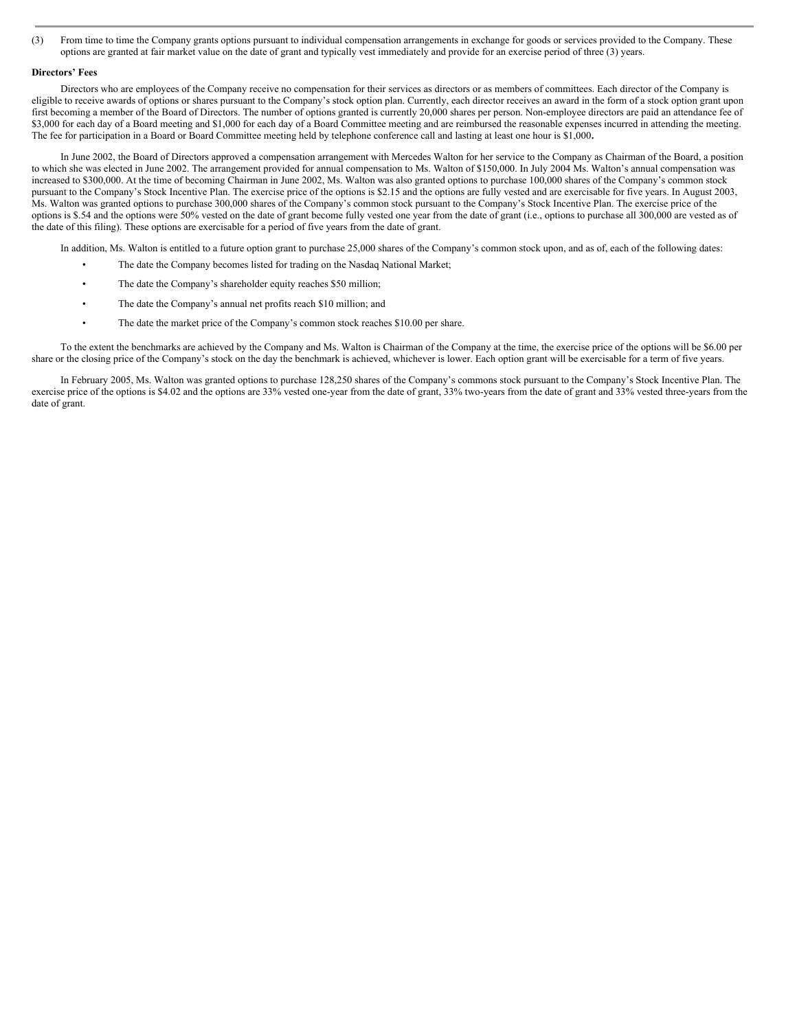(3) From time to time the Company grants options pursuant to individual compensation arrangements in exchange for goods or services provided to the Company. These options are granted at fair market value on the date of grant and typically vest immediately and provide for an exercise period of three (3) years.

**Directors' Fees**

Directors who are employees of the Company receive no compensation for their services as directors or as members of committees. Each director of the Company is eligible to receive awards of options or shares pursuant to the Company's stock option plan. Currently, each director receives an award in the form of a stock option grant upon first becoming a member of the Board of Directors. The number of options granted is currently 20,000 shares per person. Non-employee directors are paid an attendance fee of $3,000 for each day of a Board meeting and $1,000 for each day of a Board Committee meeting and are reimbursed the reasonable expenses incurred in attending the meeting. The fee for participation in a Board or Board Committee meeting held by telephone conference call and lasting at least one hour is $1,000**.**

In June 2002, the Board of Directors approved a compensation arrangement with Mercedes Walton for her service to the Company as Chairman of the Board, a position to which she was elected in June 2002. The arrangement provided for annual compensation to Ms. Walton of $150,000. In July 2004 Ms. Walton's annual compensation was increased to $300,000. At the time of becoming Chairman in June 2002, Ms. Walton was also granted options to purchase 100,000 shares of the Company's common stock pursuant to the Company's Stock Incentive Plan. The exercise price of the options is $2.15 and the options are fully vested and are exercisable for five years. In August 2003, Ms. Walton was granted options to purchase 300,000 shares of the Company's common stock pursuant to the Company's Stock Incentive Plan. The exercise price of the options is $.54 and the options were 50% vested on the date of grant become fully vested one year from the date of grant (i.e., options to purchase all 300,000 are vested as of the date of this filing). These options are exercisable for a period of five years from the date of grant.

In addition, Ms. Walton is entitled to a future option grant to purchase 25,000 shares of the Company's common stock upon, and as of, each of the following dates:

- The date the Company becomes listed for trading on the Nasdaq National Market;
- The date the Company's shareholder equity reaches $50 million;
- The date the Company's annual net profits reach $10 million; and
- The date the market price of the Company's common stock reaches $10.00 per share.

To the extent the benchmarks are achieved by the Company and Ms. Walton is Chairman of the Company at the time, the exercise price of the options will be $6.00 per share or the closing price of the Company's stock on the day the benchmark is achieved, whichever is lower. Each option grant will be exercisable for a term of five years.

In February 2005, Ms. Walton was granted options to purchase 128,250 shares of the Company's commons stock pursuant to the Company's Stock Incentive Plan. The exercise price of the options is $4.02 and the options are 33% vested one-year from the date of grant, 33% two-years from the date of grant and 33% vested three-years from the date of grant.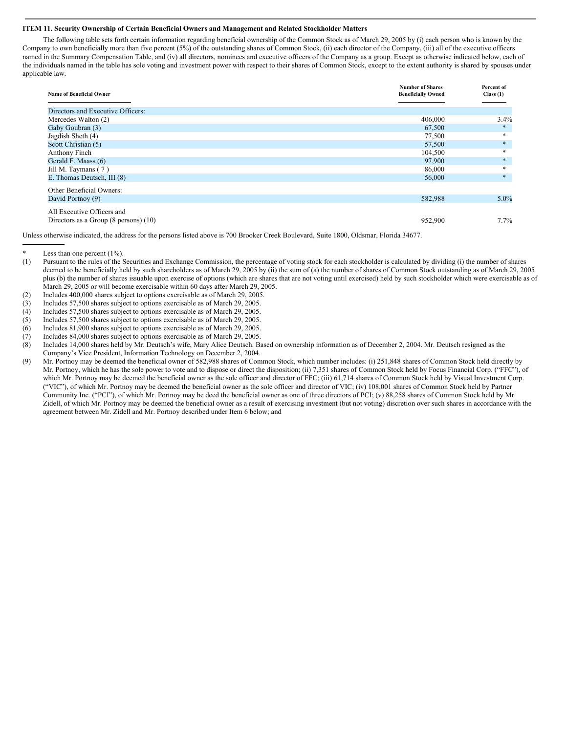### ITEM 11. Security Ownership of Certain Beneficial Owners and Management and Related Stockholder Matters

The following table sets forth certain information regarding beneficial ownership of the Common Stock as of March 29, 2005 by (i) each person who is known by the Company to own beneficially more than five percent (5%) of the outstanding shares of Common Stock, (ii) each director of the Company, (iii) all of the executive officers named in the Summary Compensation Table, and (iv) all directors, nominees and executive officers of the Company as a group. Except as otherwise indicated below, each of the individuals named in the table has sole voting and investment power with respect to their shares of Common Stock, except to the extent authority is shared by spouses under applicable law.

| Name of Beneficial Owner | Number of Shares Beneficially Owned | Percent of Class (1) |
|---|---|---|
| Directors and Executive Officers: | | |
| Mercedes Walton (2) | 406,000 | 3.4% |
| Gaby Goubran (3) | 67,500 | * |
| Jagdish Sheth (4) | 77,500 | * |
| Scott Christian (5) | 57,500 | * |
| Anthony Finch | 104,500 | * |
| Gerald F. Maass (6) | 97,900 | * |
| Jill M. Taymans ( 7 ) | 86,000 | * |
| E. Thomas Deutsch, III (8) | 56,000 | * |
| Other Beneficial Owners: | | |
| David Portnoy (9) | 582,988 | 5.0% |
| All Executive Officers and Directors as a Group (8 persons) (10) | 952,900 | 7.7% |

Unless otherwise indicated, the address for the persons listed above is 700 Brooker Creek Boulevard, Suite 1800, Oldsmar, Florida 34677.

\* Less than one percent (1%).

(1) Pursuant to the rules of the Securities and Exchange Commission, the percentage of voting stock for each stockholder is calculated by dividing (i) the number of shares deemed to be beneficially held by such shareholders as of March 29, 2005 by (ii) the sum of (a) the number of shares of Common Stock outstanding as of March 29, 2005 plus (b) the number of shares issuable upon exercise of options (which are shares that are not voting until exercised) held by such stockholder which were exercisable as of March 29, 2005 or will become exercisable within 60 days after March 29, 2005.

(2) Includes 400,000 shares subject to options exercisable as of March 29, 2005.

(3) Includes 57,500 shares subject to options exercisable as of March 29, 2005.

(4) Includes 57,500 shares subject to options exercisable as of March 29, 2005.

(5) Includes 57,500 shares subject to options exercisable as of March 29, 2005.

(6) Includes 81,900 shares subject to options exercisable as of March 29, 2005.

(7) Includes 84,000 shares subject to options exercisable as of March 29, 2005.

(8) Includes 14,000 shares held by Mr. Deutsch's wife, Mary Alice Deutsch. Based on ownership information as of December 2, 2004. Mr. Deutsch resigned as the Company's Vice President, Information Technology on December 2, 2004.

(9) Mr. Portnoy may be deemed the beneficial owner of 582,988 shares of Common Stock, which number includes: (i) 251,848 shares of Common Stock held directly by Mr. Portnoy, which he has the sole power to vote and to dispose or direct the disposition; (ii) 7,351 shares of Common Stock held by Focus Financial Corp. ("FFC"), of which Mr. Portnoy may be deemed the beneficial owner as the sole officer and director of FFC; (iii) 61,714 shares of Common Stock held by Visual Investment Corp. ("VIC"), of which Mr. Portnoy may be deemed the beneficial owner as the sole officer and director of VIC; (iv) 108,001 shares of Common Stock held by Partner Community Inc. ("PCI"), of which Mr. Portnoy may be deed the beneficial owner as one of three directors of PCI; (v) 88,258 shares of Common Stock held by Mr. Zidell, of which Mr. Portnoy may be deemed the beneficial owner as a result of exercising investment (but not voting) discretion over such shares in accordance with the agreement between Mr. Zidell and Mr. Portnoy described under Item 6 below; and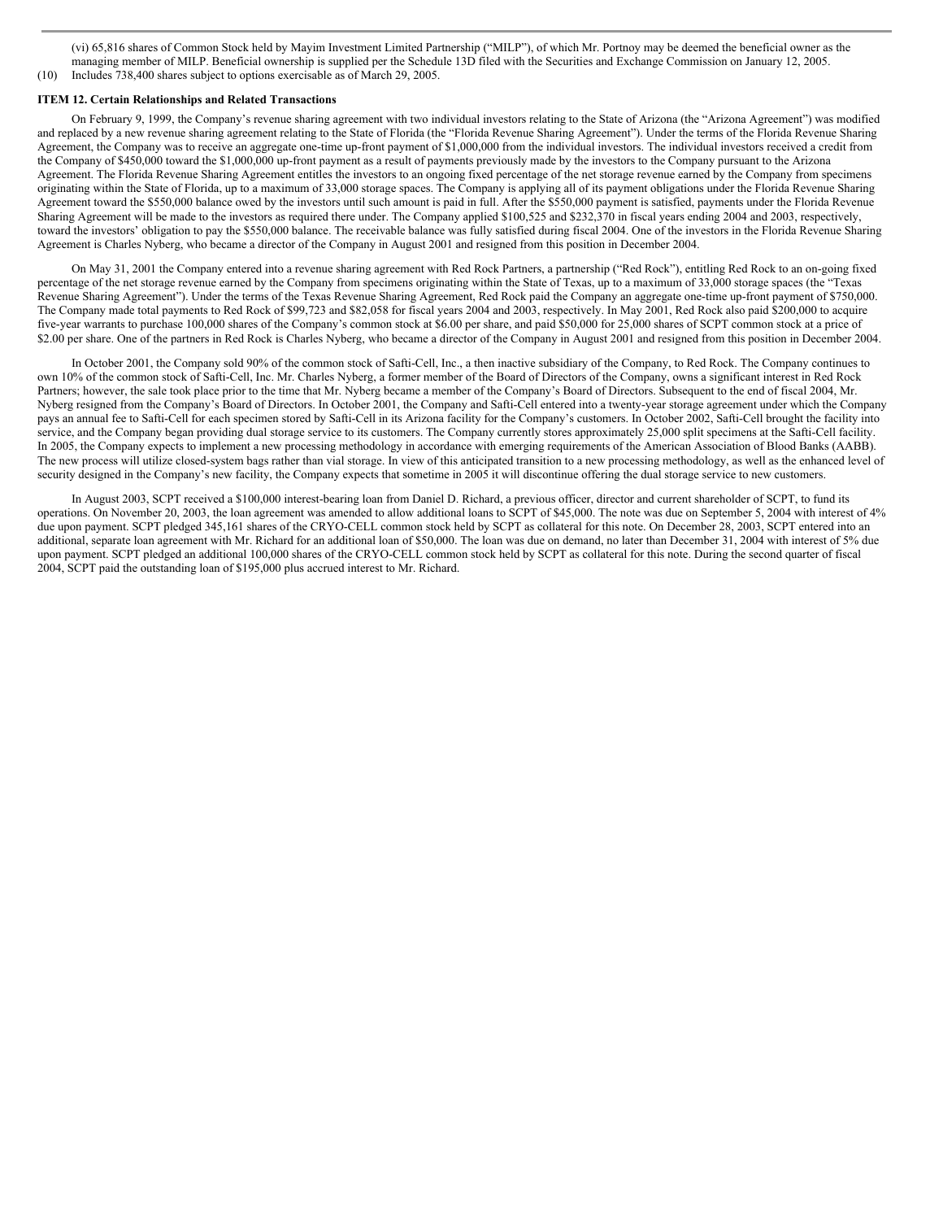(vi) 65,816 shares of Common Stock held by Mayim Investment Limited Partnership ("MILP"), of which Mr. Portnoy may be deemed the beneficial owner as the managing member of MILP. Beneficial ownership is supplied per the Schedule 13D filed with the Securities and Exchange Commission on January 12, 2005.

(10) Includes 738,400 shares subject to options exercisable as of March 29, 2005.

**ITEM 12. Certain Relationships and Related Transactions**

On February 9, 1999, the Company's revenue sharing agreement with two individual investors relating to the State of Arizona (the "Arizona Agreement") was modified and replaced by a new revenue sharing agreement relating to the State of Florida (the "Florida Revenue Sharing Agreement"). Under the terms of the Florida Revenue Sharing Agreement, the Company was to receive an aggregate one-time up-front payment of $1,000,000 from the individual investors. The individual investors received a credit from the Company of $450,000 toward the $1,000,000 up-front payment as a result of payments previously made by the investors to the Company pursuant to the Arizona Agreement. The Florida Revenue Sharing Agreement entitles the investors to an ongoing fixed percentage of the net storage revenue earned by the Company from specimens originating within the State of Florida, up to a maximum of 33,000 storage spaces. The Company is applying all of its payment obligations under the Florida Revenue Sharing Agreement toward the $550,000 balance owed by the investors until such amount is paid in full. After the $550,000 payment is satisfied, payments under the Florida Revenue Sharing Agreement will be made to the investors as required there under. The Company applied $100,525 and $232,370 in fiscal years ending 2004 and 2003, respectively, toward the investors' obligation to pay the $550,000 balance. The receivable balance was fully satisfied during fiscal 2004. One of the investors in the Florida Revenue Sharing Agreement is Charles Nyberg, who became a director of the Company in August 2001 and resigned from this position in December 2004.

On May 31, 2001 the Company entered into a revenue sharing agreement with Red Rock Partners, a partnership ("Red Rock"), entitling Red Rock to an on-going fixed percentage of the net storage revenue earned by the Company from specimens originating within the State of Texas, up to a maximum of 33,000 storage spaces (the "Texas Revenue Sharing Agreement"). Under the terms of the Texas Revenue Sharing Agreement, Red Rock paid the Company an aggregate one-time up-front payment of $750,000. The Company made total payments to Red Rock of $99,723 and $82,058 for fiscal years 2004 and 2003, respectively. In May 2001, Red Rock also paid $200,000 to acquire five-year warrants to purchase 100,000 shares of the Company's common stock at $6.00 per share, and paid $50,000 for 25,000 shares of SCPT common stock at a price of $2.00 per share. One of the partners in Red Rock is Charles Nyberg, who became a director of the Company in August 2001 and resigned from this position in December 2004.

In October 2001, the Company sold 90% of the common stock of Safti-Cell, Inc., a then inactive subsidiary of the Company, to Red Rock. The Company continues to own 10% of the common stock of Safti-Cell, Inc. Mr. Charles Nyberg, a former member of the Board of Directors of the Company, owns a significant interest in Red Rock Partners; however, the sale took place prior to the time that Mr. Nyberg became a member of the Company's Board of Directors. Subsequent to the end of fiscal 2004, Mr. Nyberg resigned from the Company's Board of Directors. In October 2001, the Company and Safti-Cell entered into a twenty-year storage agreement under which the Company pays an annual fee to Safti-Cell for each specimen stored by Safti-Cell in its Arizona facility for the Company's customers. In October 2002, Safti-Cell brought the facility into service, and the Company began providing dual storage service to its customers. The Company currently stores approximately 25,000 split specimens at the Safti-Cell facility. In 2005, the Company expects to implement a new processing methodology in accordance with emerging requirements of the American Association of Blood Banks (AABB). The new process will utilize closed-system bags rather than vial storage. In view of this anticipated transition to a new processing methodology, as well as the enhanced level of security designed in the Company's new facility, the Company expects that sometime in 2005 it will discontinue offering the dual storage service to new customers.

In August 2003, SCPT received a $100,000 interest-bearing loan from Daniel D. Richard, a previous officer, director and current shareholder of SCPT, to fund its operations. On November 20, 2003, the loan agreement was amended to allow additional loans to SCPT of $45,000. The note was due on September 5, 2004 with interest of 4% due upon payment. SCPT pledged 345,161 shares of the CRYO-CELL common stock held by SCPT as collateral for this note. On December 28, 2003, SCPT entered into an additional, separate loan agreement with Mr. Richard for an additional loan of $50,000. The loan was due on demand, no later than December 31, 2004 with interest of 5% due upon payment. SCPT pledged an additional 100,000 shares of the CRYO-CELL common stock held by SCPT as collateral for this note. During the second quarter of fiscal 2004, SCPT paid the outstanding loan of $195,000 plus accrued interest to Mr. Richard.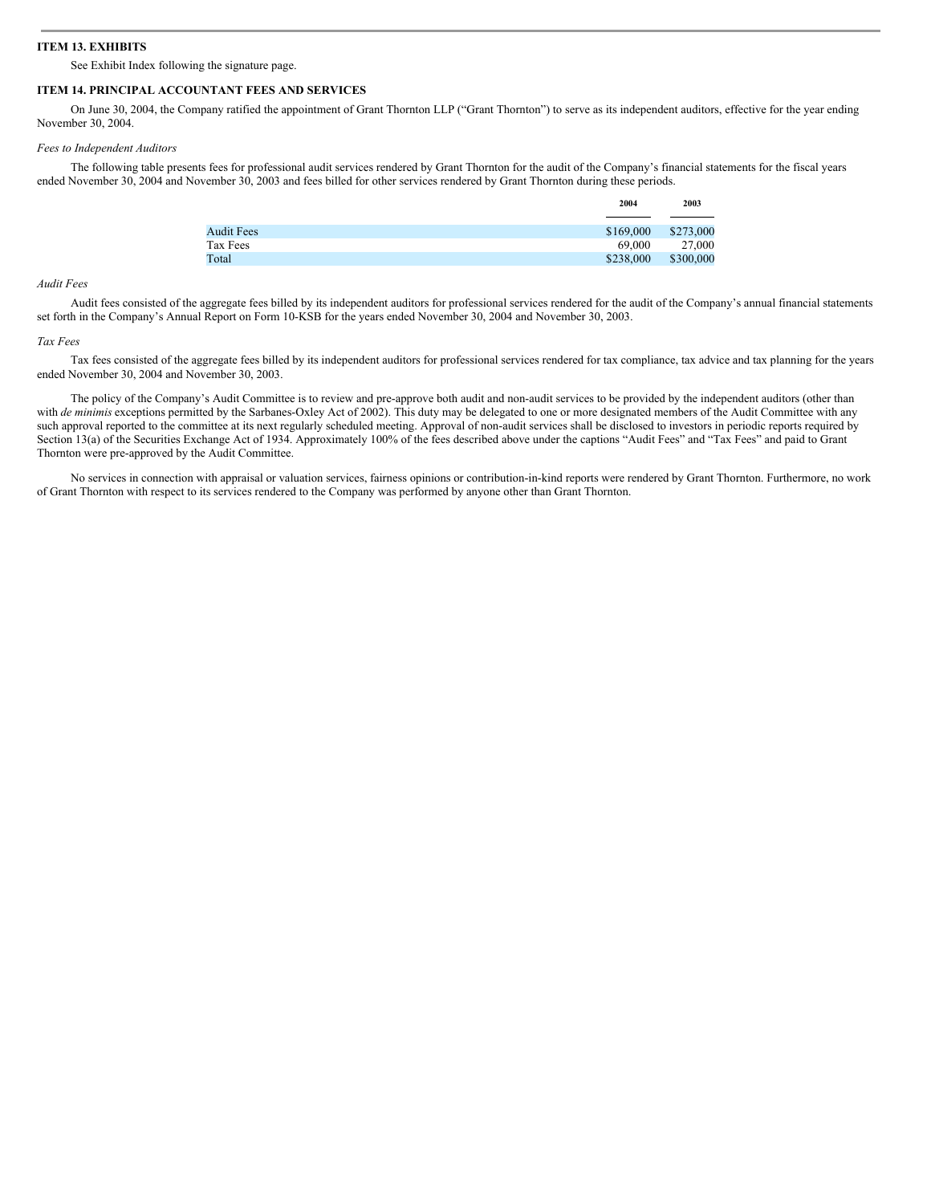## ITEM 13. EXHIBITS

See Exhibit Index following the signature page.

## ITEM 14. PRINCIPAL ACCOUNTANT FEES AND SERVICES

On June 30, 2004, the Company ratified the appointment of Grant Thornton LLP ("Grant Thornton") to serve as its independent auditors, effective for the year ending November 30, 2004.

*Fees to Independent Auditors*

The following table presents fees for professional audit services rendered by Grant Thornton for the audit of the Company's financial statements for the fiscal years ended November 30, 2004 and November 30, 2003 and fees billed for other services rendered by Grant Thornton during these periods.

| | 2004 | 2003 |
|---|---|---|
| Audit Fees | $169,000 | $273,000 |
| Tax Fees | 69,000 | 27,000 |
| Total | $238,000 | $300,000 |

*Audit Fees*

Audit fees consisted of the aggregate fees billed by its independent auditors for professional services rendered for the audit of the Company's annual financial statements set forth in the Company's Annual Report on Form 10-KSB for the years ended November 30, 2004 and November 30, 2003.

*Tax Fees*

Tax fees consisted of the aggregate fees billed by its independent auditors for professional services rendered for tax compliance, tax advice and tax planning for the years ended November 30, 2004 and November 30, 2003.

The policy of the Company's Audit Committee is to review and pre-approve both audit and non-audit services to be provided by the independent auditors (other than with *de minimis* exceptions permitted by the Sarbanes-Oxley Act of 2002). This duty may be delegated to one or more designated members of the Audit Committee with any such approval reported to the committee at its next regularly scheduled meeting. Approval of non-audit services shall be disclosed to investors in periodic reports required by Section 13(a) of the Securities Exchange Act of 1934. Approximately 100% of the fees described above under the captions "Audit Fees" and "Tax Fees" and paid to Grant Thornton were pre-approved by the Audit Committee.

No services in connection with appraisal or valuation services, fairness opinions or contribution-in-kind reports were rendered by Grant Thornton. Furthermore, no work of Grant Thornton with respect to its services rendered to the Company was performed by anyone other than Grant Thornton.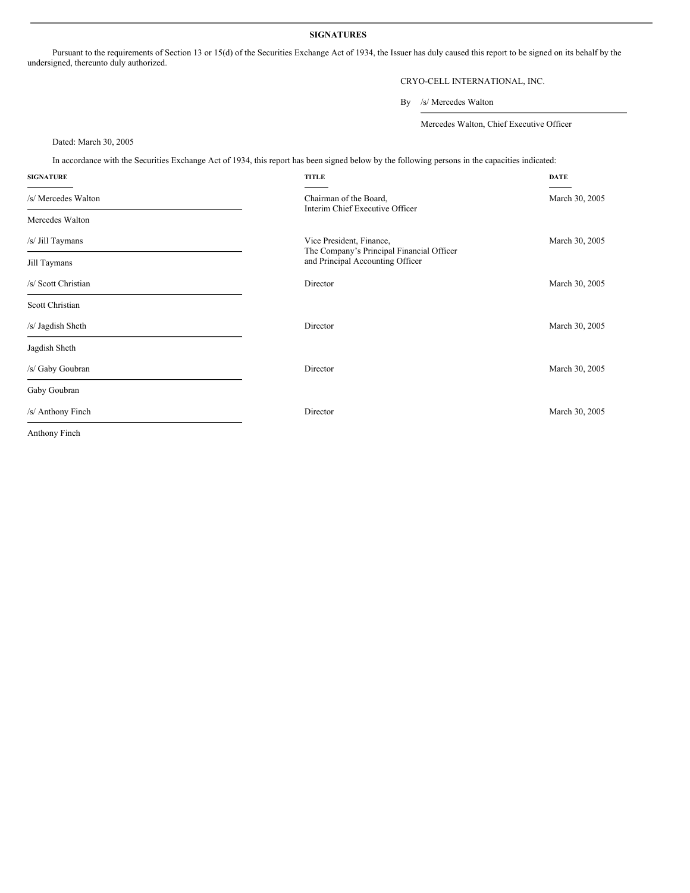## SIGNATURES

Pursuant to the requirements of Section 13 or 15(d) of the Securities Exchange Act of 1934, the Issuer has duly caused this report to be signed on its behalf by the undersigned, thereunto duly authorized.

CRYO-CELL INTERNATIONAL, INC.

By /s/ Mercedes Walton

Mercedes Walton, Chief Executive Officer

Dated: March 30, 2005

In accordance with the Securities Exchange Act of 1934, this report has been signed below by the following persons in the capacities indicated:

| SIGNATURE | TITLE | DATE |
|---|---|---|
| /s/ Mercedes Walton<br>Mercedes Walton | Chairman of the Board,<br>Interim Chief Executive Officer | March 30, 2005 |
| /s/ Jill Taymans<br>Jill Taymans | Vice President, Finance,<br>The Company's Principal Financial Officer<br>and Principal Accounting Officer | March 30, 2005 |
| /s/ Scott Christian<br>Scott Christian | Director | March 30, 2005 |
| /s/ Jagdish Sheth<br>Jagdish Sheth | Director | March 30, 2005 |
| /s/ Gaby Goubran<br>Gaby Goubran | Director | March 30, 2005 |
| /s/ Anthony Finch<br>Anthony Finch | Director | March 30, 2005 |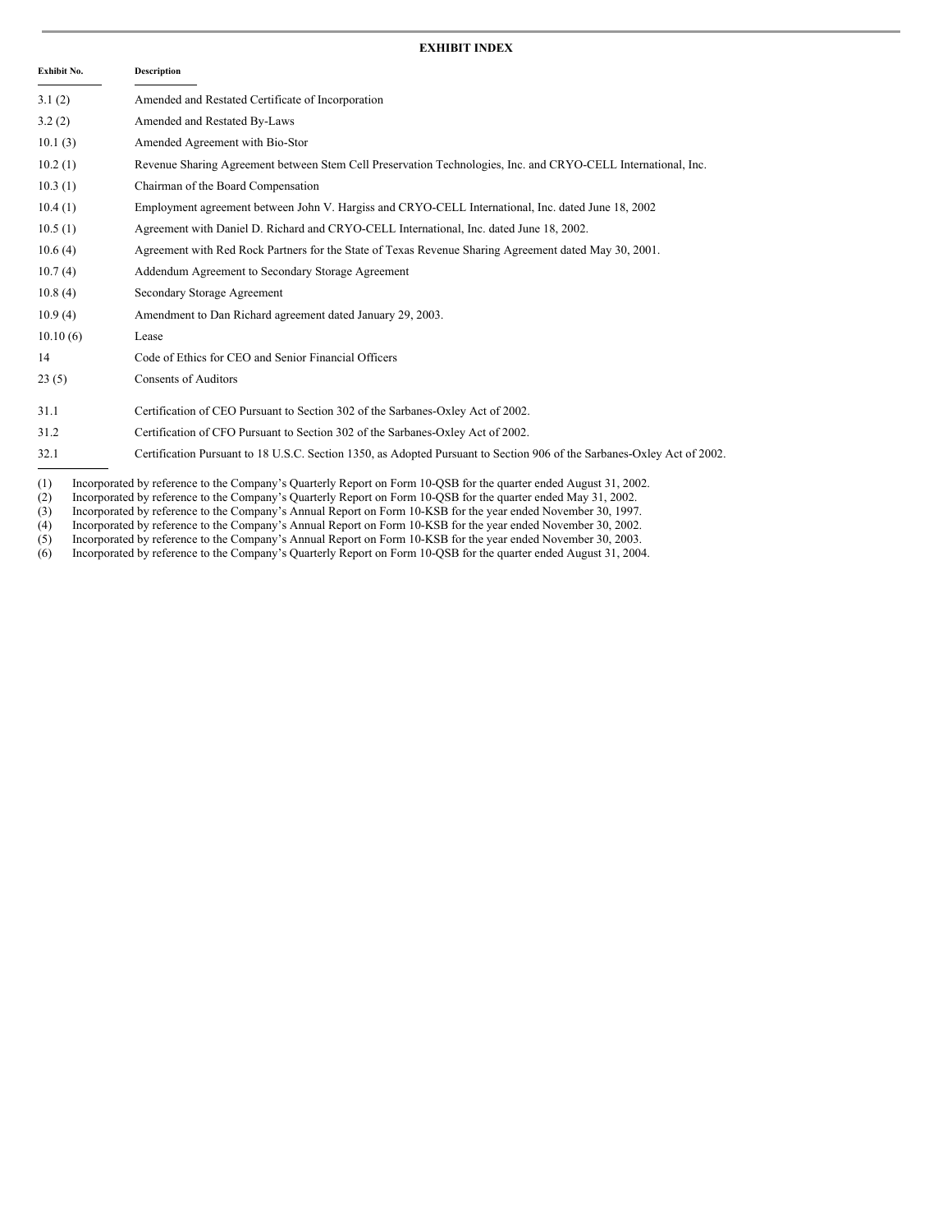## EXHIBIT INDEX

| Exhibit No. | Description |
|---|---|
| 3.1 (2) | Amended and Restated Certificate of Incorporation |
| 3.2 (2) | Amended and Restated By-Laws |
| 10.1 (3) | Amended Agreement with Bio-Stor |
| 10.2 (1) | Revenue Sharing Agreement between Stem Cell Preservation Technologies, Inc. and CRYO-CELL International, Inc. |
| 10.3 (1) | Chairman of the Board Compensation |
| 10.4 (1) | Employment agreement between John V. Hargiss and CRYO-CELL International, Inc. dated June 18, 2002 |
| 10.5 (1) | Agreement with Daniel D. Richard and CRYO-CELL International, Inc. dated June 18, 2002. |
| 10.6 (4) | Agreement with Red Rock Partners for the State of Texas Revenue Sharing Agreement dated May 30, 2001. |
| 10.7 (4) | Addendum Agreement to Secondary Storage Agreement |
| 10.8 (4) | Secondary Storage Agreement |
| 10.9 (4) | Amendment to Dan Richard agreement dated January 29, 2003. |
| 10.10 (6) | Lease |
| 14 | Code of Ethics for CEO and Senior Financial Officers |
| 23 (5) | Consents of Auditors |
| 31.1 | Certification of CEO Pursuant to Section 302 of the Sarbanes-Oxley Act of 2002. |
| 31.2 | Certification of CFO Pursuant to Section 302 of the Sarbanes-Oxley Act of 2002. |
| 32.1 | Certification Pursuant to 18 U.S.C. Section 1350, as Adopted Pursuant to Section 906 of the Sarbanes-Oxley Act of 2002. |

(1) Incorporated by reference to the Company's Quarterly Report on Form 10-QSB for the quarter ended August 31, 2002.
(2) Incorporated by reference to the Company's Quarterly Report on Form 10-QSB for the quarter ended May 31, 2002.
(3) Incorporated by reference to the Company's Annual Report on Form 10-KSB for the year ended November 30, 1997.
(4) Incorporated by reference to the Company's Annual Report on Form 10-KSB for the year ended November 30, 2002.
(5) Incorporated by reference to the Company's Annual Report on Form 10-KSB for the year ended November 30, 2003.
(6) Incorporated by reference to the Company's Quarterly Report on Form 10-QSB for the quarter ended August 31, 2004.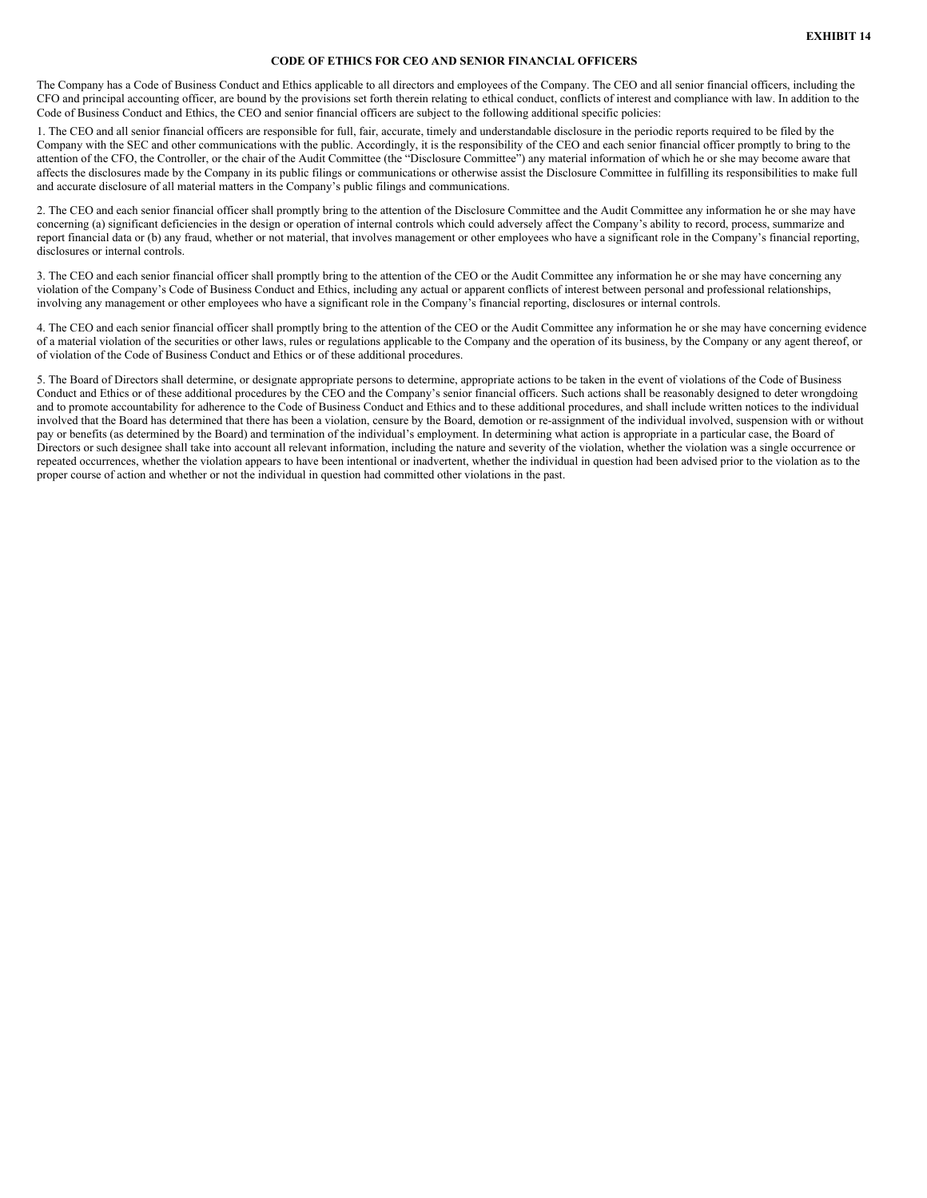**EXHIBIT 14**

# CODE OF ETHICS FOR CEO AND SENIOR FINANCIAL OFFICERS

The Company has a Code of Business Conduct and Ethics applicable to all directors and employees of the Company. The CEO and all senior financial officers, including the CFO and principal accounting officer, are bound by the provisions set forth therein relating to ethical conduct, conflicts of interest and compliance with law. In addition to the Code of Business Conduct and Ethics, the CEO and senior financial officers are subject to the following additional specific policies:

1. The CEO and all senior financial officers are responsible for full, fair, accurate, timely and understandable disclosure in the periodic reports required to be filed by the Company with the SEC and other communications with the public. Accordingly, it is the responsibility of the CEO and each senior financial officer promptly to bring to the attention of the CFO, the Controller, or the chair of the Audit Committee (the "Disclosure Committee") any material information of which he or she may become aware that affects the disclosures made by the Company in its public filings or communications or otherwise assist the Disclosure Committee in fulfilling its responsibilities to make full and accurate disclosure of all material matters in the Company's public filings and communications.

2. The CEO and each senior financial officer shall promptly bring to the attention of the Disclosure Committee and the Audit Committee any information he or she may have concerning (a) significant deficiencies in the design or operation of internal controls which could adversely affect the Company's ability to record, process, summarize and report financial data or (b) any fraud, whether or not material, that involves management or other employees who have a significant role in the Company's financial reporting, disclosures or internal controls.

3. The CEO and each senior financial officer shall promptly bring to the attention of the CEO or the Audit Committee any information he or she may have concerning any violation of the Company's Code of Business Conduct and Ethics, including any actual or apparent conflicts of interest between personal and professional relationships, involving any management or other employees who have a significant role in the Company's financial reporting, disclosures or internal controls.

4. The CEO and each senior financial officer shall promptly bring to the attention of the CEO or the Audit Committee any information he or she may have concerning evidence of a material violation of the securities or other laws, rules or regulations applicable to the Company and the operation of its business, by the Company or any agent thereof, or of violation of the Code of Business Conduct and Ethics or of these additional procedures.

5. The Board of Directors shall determine, or designate appropriate persons to determine, appropriate actions to be taken in the event of violations of the Code of Business Conduct and Ethics or of these additional procedures by the CEO and the Company's senior financial officers. Such actions shall be reasonably designed to deter wrongdoing and to promote accountability for adherence to the Code of Business Conduct and Ethics and to these additional procedures, and shall include written notices to the individual involved that the Board has determined that there has been a violation, censure by the Board, demotion or re-assignment of the individual involved, suspension with or without pay or benefits (as determined by the Board) and termination of the individual's employment. In determining what action is appropriate in a particular case, the Board of Directors or such designee shall take into account all relevant information, including the nature and severity of the violation, whether the violation was a single occurrence or repeated occurrences, whether the violation appears to have been intentional or inadvertent, whether the individual in question had been advised prior to the violation as to the proper course of action and whether or not the individual in question had committed other violations in the past.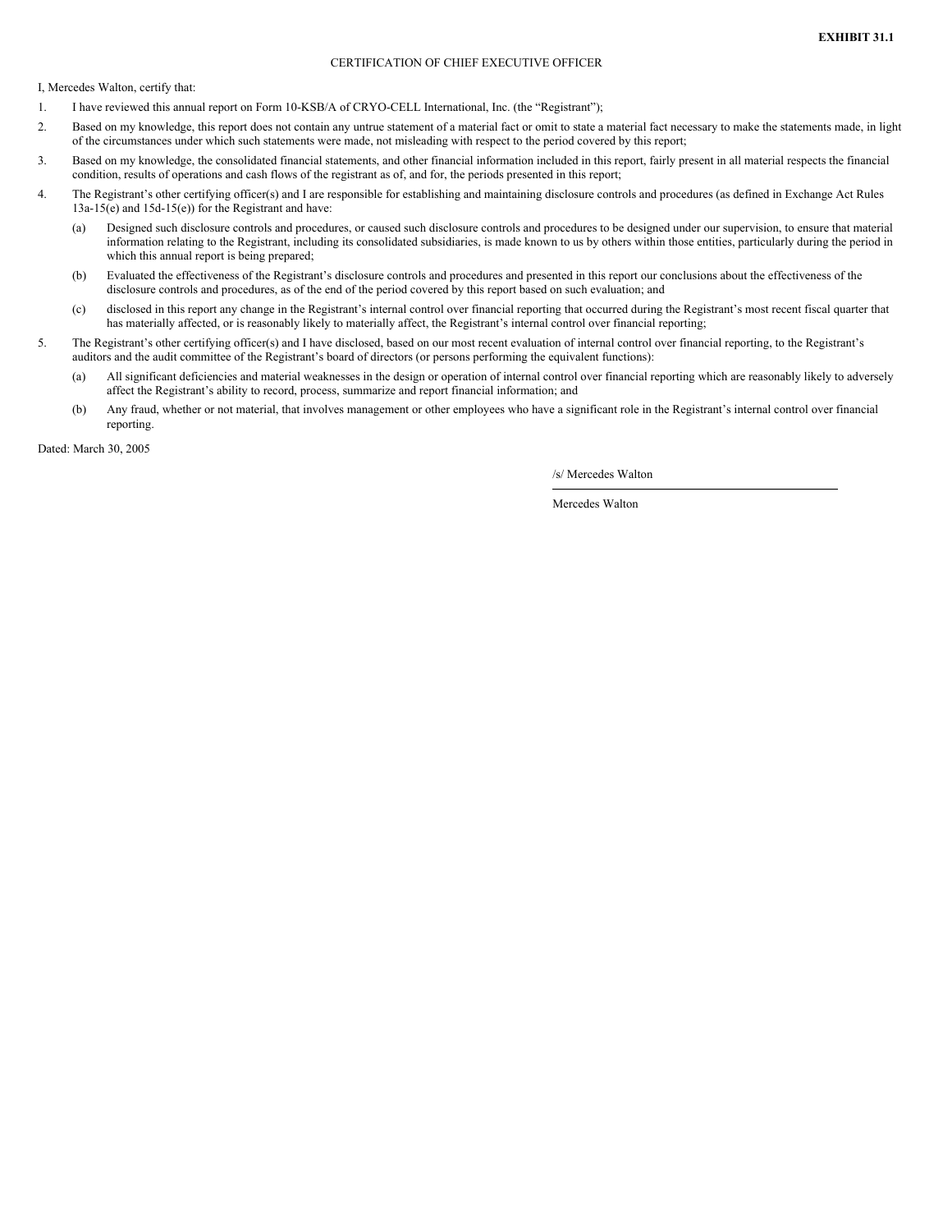**EXHIBIT 31.1**

CERTIFICATION OF CHIEF EXECUTIVE OFFICER

I, Mercedes Walton, certify that:

1. I have reviewed this annual report on Form 10-KSB/A of CRYO-CELL International, Inc. (the "Registrant");
2. Based on my knowledge, this report does not contain any untrue statement of a material fact or omit to state a material fact necessary to make the statements made, in light of the circumstances under which such statements were made, not misleading with respect to the period covered by this report;
3. Based on my knowledge, the consolidated financial statements, and other financial information included in this report, fairly present in all material respects the financial condition, results of operations and cash flows of the registrant as of, and for, the periods presented in this report;
4. The Registrant's other certifying officer(s) and I are responsible for establishing and maintaining disclosure controls and procedures (as defined in Exchange Act Rules 13a-15(e) and 15d-15(e)) for the Registrant and have:
   (a) Designed such disclosure controls and procedures, or caused such disclosure controls and procedures to be designed under our supervision, to ensure that material information relating to the Registrant, including its consolidated subsidiaries, is made known to us by others within those entities, particularly during the period in which this annual report is being prepared;
   (b) Evaluated the effectiveness of the Registrant's disclosure controls and procedures and presented in this report our conclusions about the effectiveness of the disclosure controls and procedures, as of the end of the period covered by this report based on such evaluation; and
   (c) disclosed in this report any change in the Registrant's internal control over financial reporting that occurred during the Registrant's most recent fiscal quarter that has materially affected, or is reasonably likely to materially affect, the Registrant's internal control over financial reporting;
5. The Registrant's other certifying officer(s) and I have disclosed, based on our most recent evaluation of internal control over financial reporting, to the Registrant's auditors and the audit committee of the Registrant's board of directors (or persons performing the equivalent functions):
   (a) All significant deficiencies and material weaknesses in the design or operation of internal control over financial reporting which are reasonably likely to adversely affect the Registrant's ability to record, process, summarize and report financial information; and
   (b) Any fraud, whether or not material, that involves management or other employees who have a significant role in the Registrant's internal control over financial reporting.

Dated: March 30, 2005

/s/ Mercedes Walton

Mercedes Walton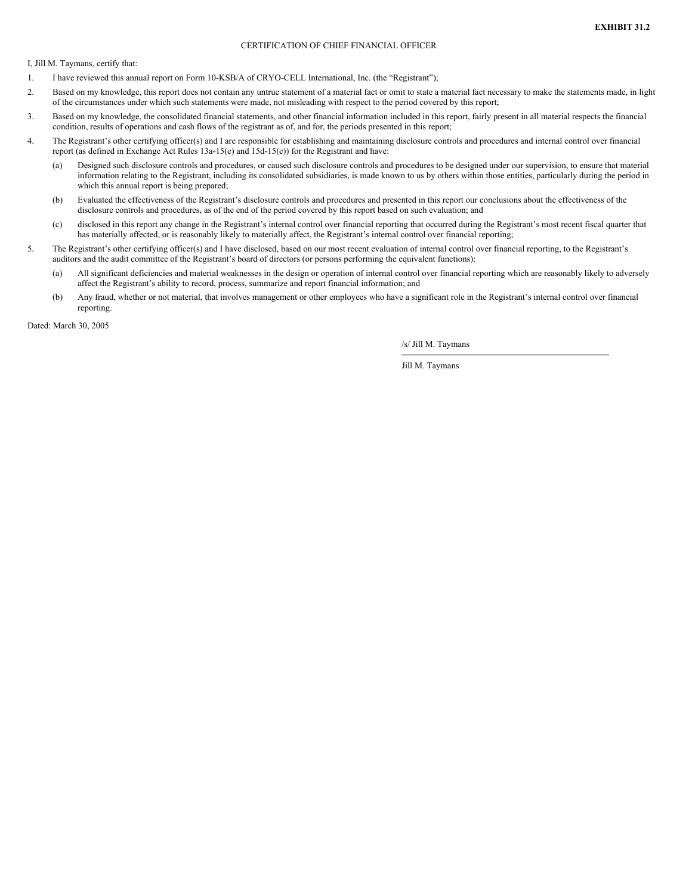**EXHIBIT 31.2**

CERTIFICATION OF CHIEF FINANCIAL OFFICER

I, Jill M. Taymans, certify that:

1. I have reviewed this annual report on Form 10-KSB/A of CRYO-CELL International, Inc. (the "Registrant");
2. Based on my knowledge, this report does not contain any untrue statement of a material fact or omit to state a material fact necessary to make the statements made, in light of the circumstances under which such statements were made, not misleading with respect to the period covered by this report;
3. Based on my knowledge, the consolidated financial statements, and other financial information included in this report, fairly present in all material respects the financial condition, results of operations and cash flows of the registrant as of, and for, the periods presented in this report;
4. The Registrant's other certifying officer(s) and I are responsible for establishing and maintaining disclosure controls and procedures and internal control over financial report (as defined in Exchange Act Rules 13a-15(e) and 15d-15(e)) for the Registrant and have:
   - (a) Designed such disclosure controls and procedures, or caused such disclosure controls and procedures to be designed under our supervision, to ensure that material information relating to the Registrant, including its consolidated subsidiaries, is made known to us by others within those entities, particularly during the period in which this annual report is being prepared;
   - (b) Evaluated the effectiveness of the Registrant's disclosure controls and procedures and presented in this report our conclusions about the effectiveness of the disclosure controls and procedures, as of the end of the period covered by this report based on such evaluation; and
   - (c) disclosed in this report any change in the Registrant's internal control over financial reporting that occurred during the Registrant's most recent fiscal quarter that has materially affected, or is reasonably likely to materially affect, the Registrant's internal control over financial reporting;
5. The Registrant's other certifying officer(s) and I have disclosed, based on our most recent evaluation of internal control over financial reporting, to the Registrant's auditors and the audit committee of the Registrant's board of directors (or persons performing the equivalent functions):
   - (a) All significant deficiencies and material weaknesses in the design or operation of internal control over financial reporting which are reasonably likely to adversely affect the Registrant's ability to record, process, summarize and report financial information; and
   - (b) Any fraud, whether or not material, that involves management or other employees who have a significant role in the Registrant's internal control over financial reporting.

Dated: March 30, 2005

/s/ Jill M. Taymans

Jill M. Taymans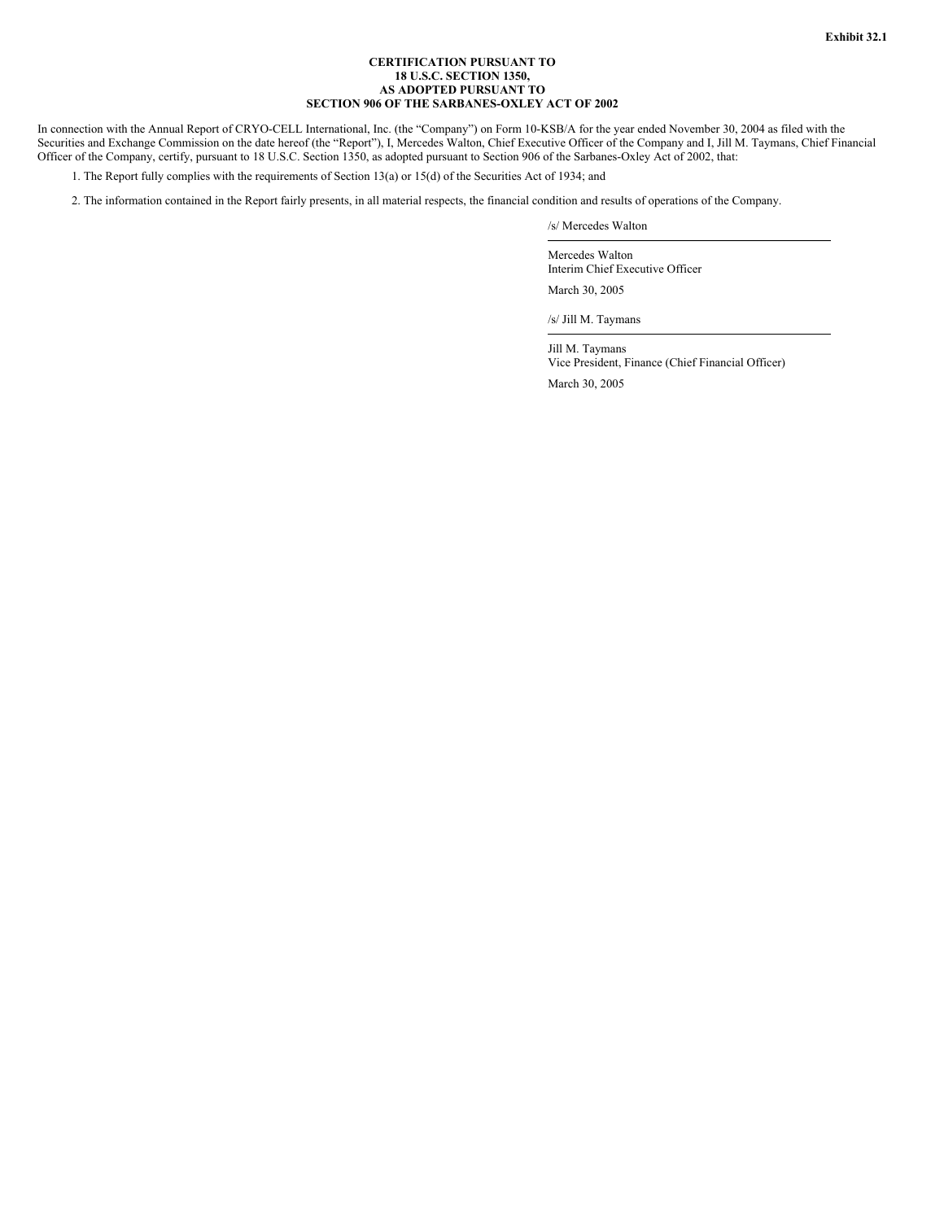**Exhibit 32.1**

**CERTIFICATION PURSUANT TO
18 U.S.C. SECTION 1350,
AS ADOPTED PURSUANT TO
SECTION 906 OF THE SARBANES-OXLEY ACT OF 2002**

In connection with the Annual Report of CRYO-CELL International, Inc. (the "Company") on Form 10-KSB/A for the year ended November 30, 2004 as filed with the Securities and Exchange Commission on the date hereof (the "Report"), I, Mercedes Walton, Chief Executive Officer of the Company and I, Jill M. Taymans, Chief Financial Officer of the Company, certify, pursuant to 18 U.S.C. Section 1350, as adopted pursuant to Section 906 of the Sarbanes-Oxley Act of 2002, that:

1. The Report fully complies with the requirements of Section 13(a) or 15(d) of the Securities Act of 1934; and

2. The information contained in the Report fairly presents, in all material respects, the financial condition and results of operations of the Company.

/s/ Mercedes Walton

Mercedes Walton
Interim Chief Executive Officer

March 30, 2005

/s/ Jill M. Taymans

Jill M. Taymans
Vice President, Finance (Chief Financial Officer)

March 30, 2005